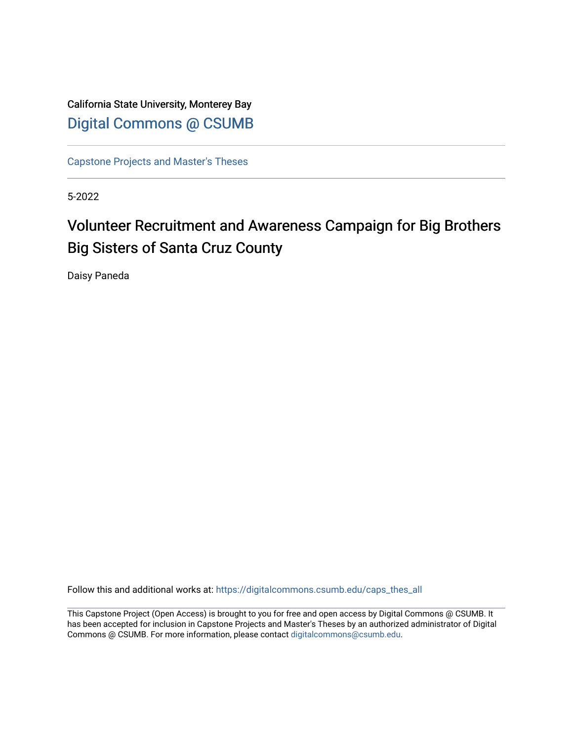California State University, Monterey Bay

Digital Commons @ CSUMB

Capstone Projects and Master's Theses

5-2022

# Volunteer Recruitment and Awareness Campaign for Big Brothers Big Sisters of Santa Cruz County

Daisy Paneda

Follow this and additional works at: https://digitalcommons.csumb.edu/caps_thes_all

This Capstone Project (Open Access) is brought to you for free and open access by Digital Commons @ CSUMB. It has been accepted for inclusion in Capstone Projects and Master's Theses by an authorized administrator of Digital Commons @ CSUMB. For more information, please contact digitalcommons@csumb.edu.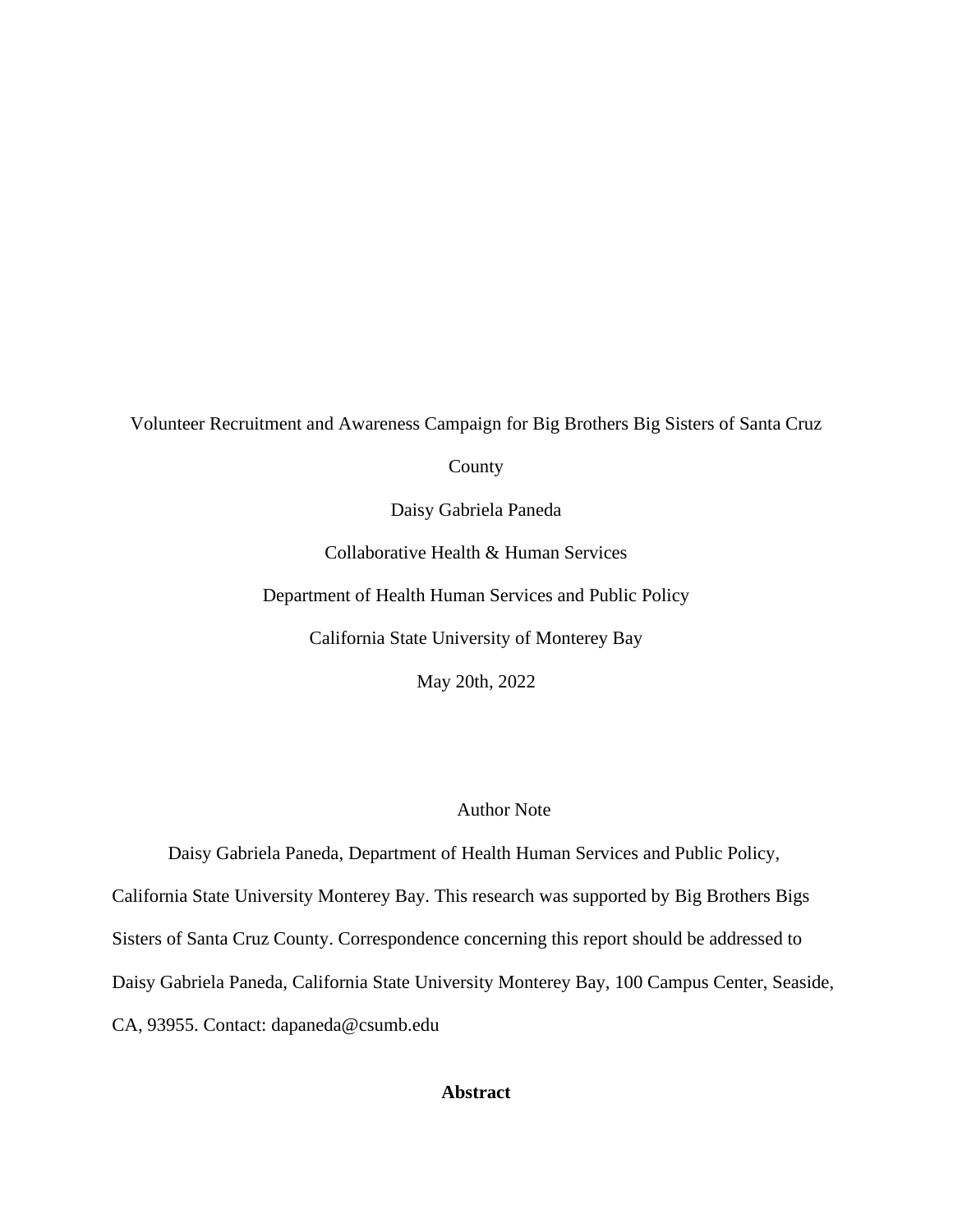Volunteer Recruitment and Awareness Campaign for Big Brothers Big Sisters of Santa Cruz County

Daisy Gabriela Paneda

Collaborative Health & Human Services

Department of Health Human Services and Public Policy

California State University of Monterey Bay

May 20th, 2022

Author Note

Daisy Gabriela Paneda, Department of Health Human Services and Public Policy, California State University Monterey Bay. This research was supported by Big Brothers Bigs Sisters of Santa Cruz County. Correspondence concerning this report should be addressed to Daisy Gabriela Paneda, California State University Monterey Bay, 100 Campus Center, Seaside, CA, 93955. Contact: dapaneda@csumb.edu

**Abstract**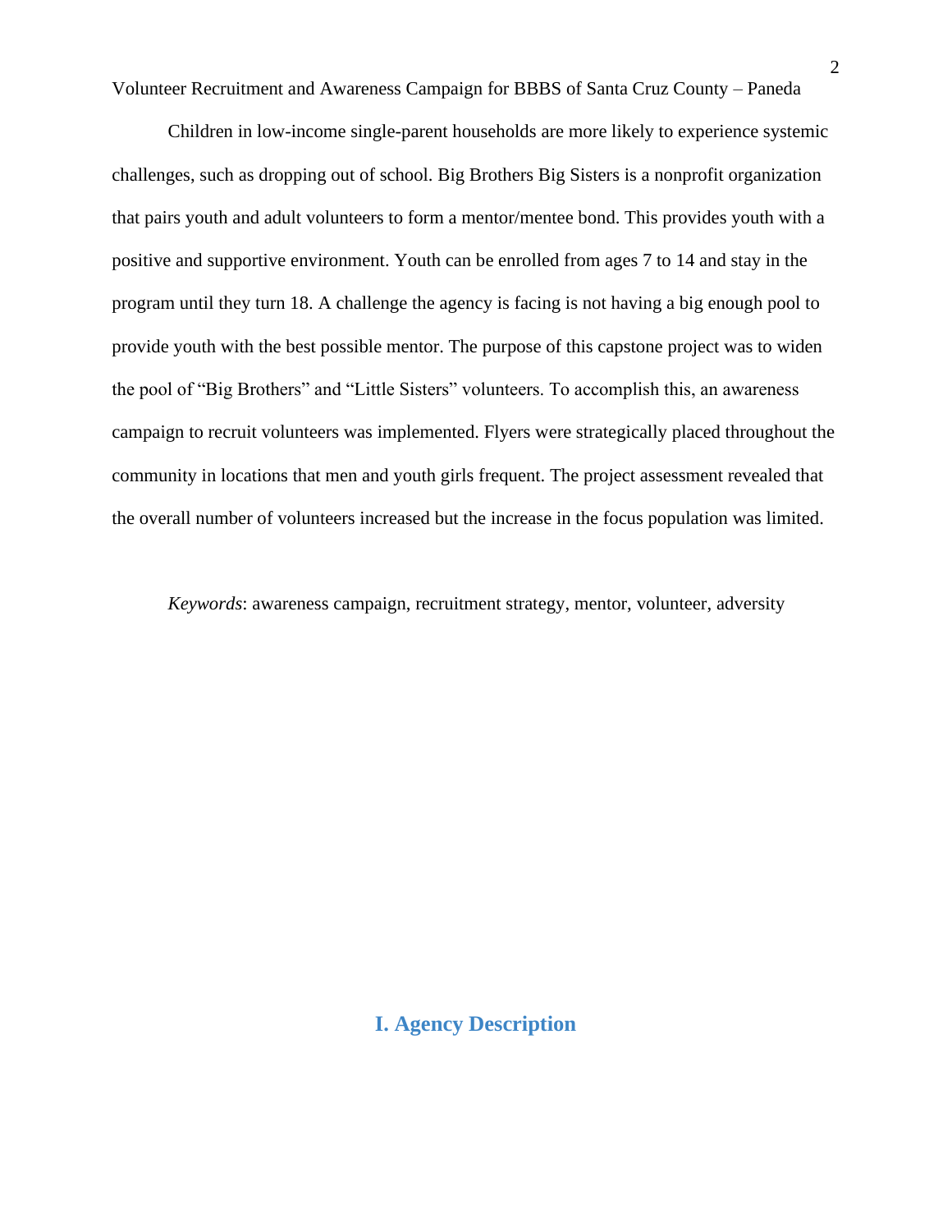Children in low-income single-parent households are more likely to experience systemic challenges, such as dropping out of school. Big Brothers Big Sisters is a nonprofit organization that pairs youth and adult volunteers to form a mentor/mentee bond. This provides youth with a positive and supportive environment. Youth can be enrolled from ages 7 to 14 and stay in the program until they turn 18. A challenge the agency is facing is not having a big enough pool to provide youth with the best possible mentor. The purpose of this capstone project was to widen the pool of "Big Brothers" and "Little Sisters" volunteers. To accomplish this, an awareness campaign to recruit volunteers was implemented. Flyers were strategically placed throughout the community in locations that men and youth girls frequent. The project assessment revealed that the overall number of volunteers increased but the increase in the focus population was limited.

*Keywords*: awareness campaign, recruitment strategy, mentor, volunteer, adversity

## I. Agency Description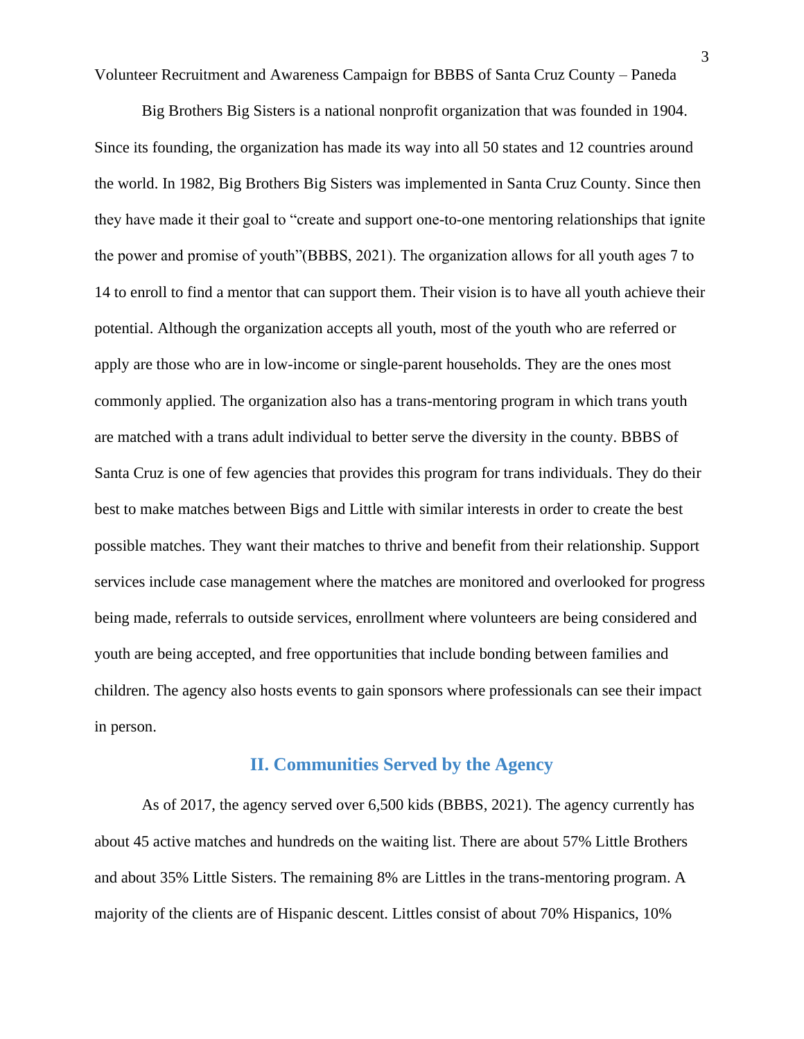Big Brothers Big Sisters is a national nonprofit organization that was founded in 1904. Since its founding, the organization has made its way into all 50 states and 12 countries around the world. In 1982, Big Brothers Big Sisters was implemented in Santa Cruz County. Since then they have made it their goal to "create and support one-to-one mentoring relationships that ignite the power and promise of youth"(BBBS, 2021). The organization allows for all youth ages 7 to 14 to enroll to find a mentor that can support them. Their vision is to have all youth achieve their potential. Although the organization accepts all youth, most of the youth who are referred or apply are those who are in low-income or single-parent households. They are the ones most commonly applied. The organization also has a trans-mentoring program in which trans youth are matched with a trans adult individual to better serve the diversity in the county. BBBS of Santa Cruz is one of few agencies that provides this program for trans individuals. They do their best to make matches between Bigs and Little with similar interests in order to create the best possible matches. They want their matches to thrive and benefit from their relationship. Support services include case management where the matches are monitored and overlooked for progress being made, referrals to outside services, enrollment where volunteers are being considered and youth are being accepted, and free opportunities that include bonding between families and children. The agency also hosts events to gain sponsors where professionals can see their impact in person.

## II. Communities Served by the Agency

As of 2017, the agency served over 6,500 kids (BBBS, 2021). The agency currently has about 45 active matches and hundreds on the waiting list. There are about 57% Little Brothers and about 35% Little Sisters. The remaining 8% are Littles in the trans-mentoring program. A majority of the clients are of Hispanic descent. Littles consist of about 70% Hispanics, 10%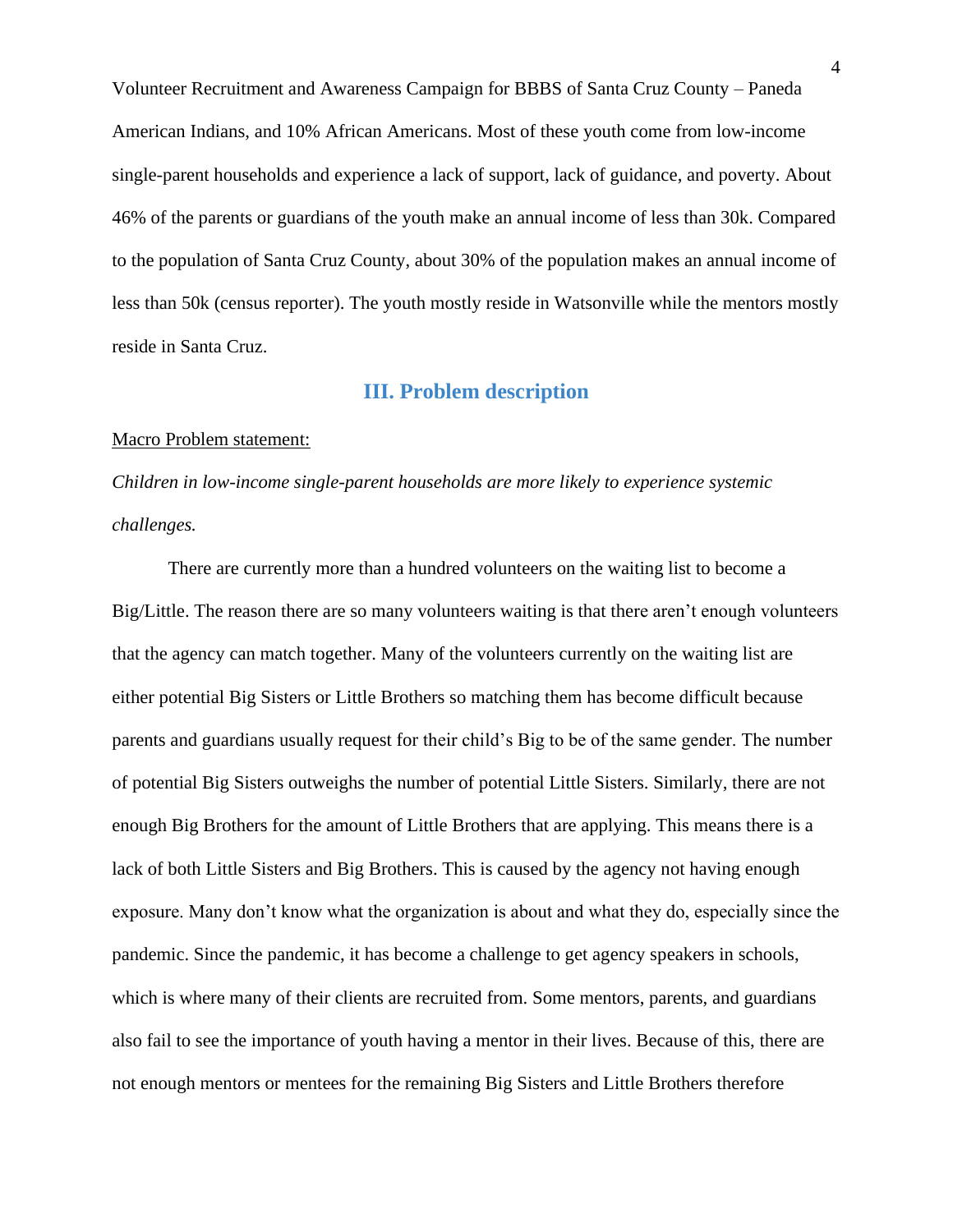American Indians, and 10% African Americans. Most of these youth come from low-income single-parent households and experience a lack of support, lack of guidance, and poverty. About 46% of the parents or guardians of the youth make an annual income of less than 30k. Compared to the population of Santa Cruz County, about 30% of the population makes an annual income of less than 50k (census reporter). The youth mostly reside in Watsonville while the mentors mostly reside in Santa Cruz.

## III. Problem description

Macro Problem statement:

*Children in low-income single-parent households are more likely to experience systemic challenges.*

There are currently more than a hundred volunteers on the waiting list to become a Big/Little. The reason there are so many volunteers waiting is that there aren't enough volunteers that the agency can match together. Many of the volunteers currently on the waiting list are either potential Big Sisters or Little Brothers so matching them has become difficult because parents and guardians usually request for their child's Big to be of the same gender. The number of potential Big Sisters outweighs the number of potential Little Sisters. Similarly, there are not enough Big Brothers for the amount of Little Brothers that are applying. This means there is a lack of both Little Sisters and Big Brothers. This is caused by the agency not having enough exposure. Many don't know what the organization is about and what they do, especially since the pandemic. Since the pandemic, it has become a challenge to get agency speakers in schools, which is where many of their clients are recruited from. Some mentors, parents, and guardians also fail to see the importance of youth having a mentor in their lives. Because of this, there are not enough mentors or mentees for the remaining Big Sisters and Little Brothers therefore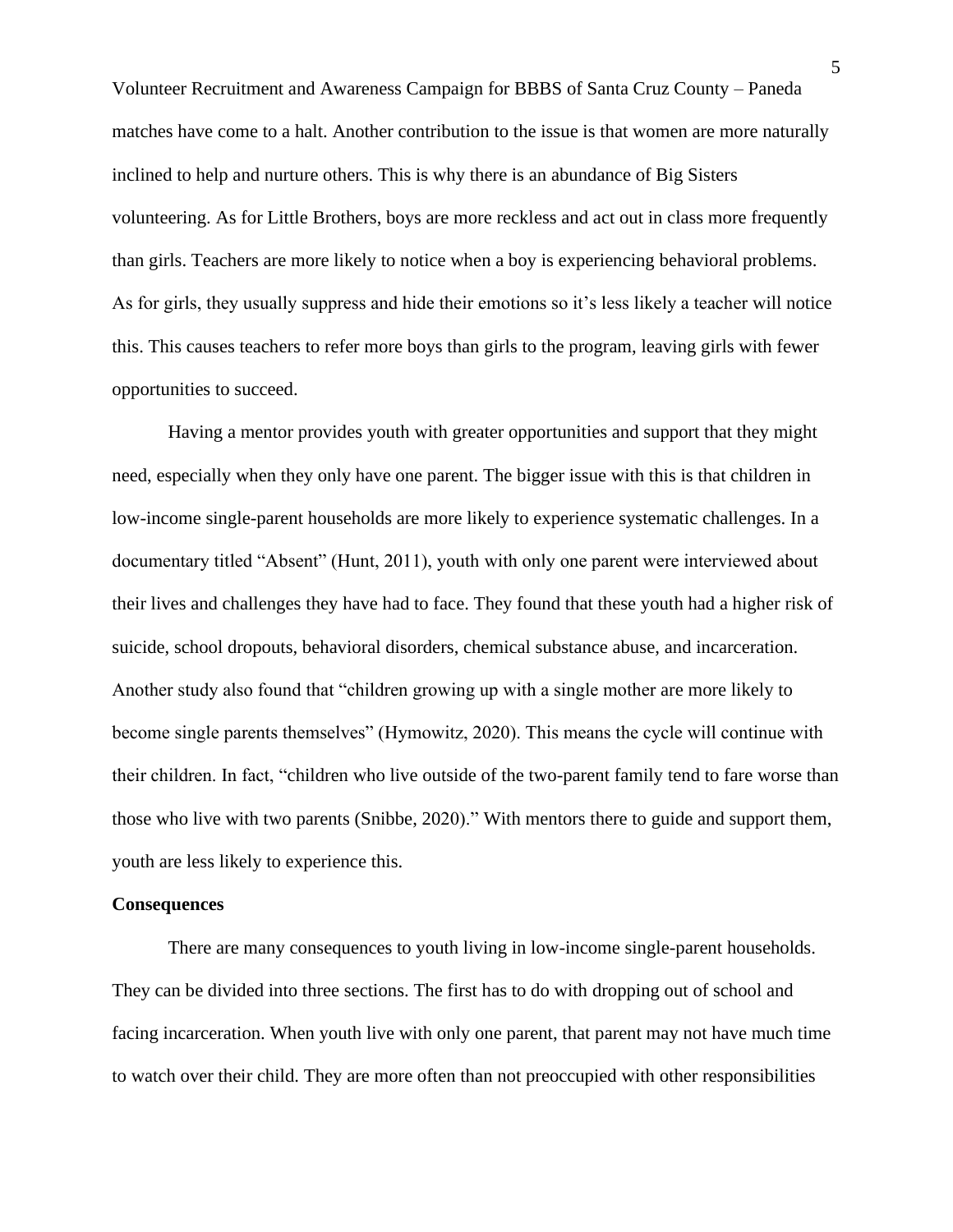matches have come to a halt. Another contribution to the issue is that women are more naturally inclined to help and nurture others. This is why there is an abundance of Big Sisters volunteering. As for Little Brothers, boys are more reckless and act out in class more frequently than girls. Teachers are more likely to notice when a boy is experiencing behavioral problems. As for girls, they usually suppress and hide their emotions so it's less likely a teacher will notice this. This causes teachers to refer more boys than girls to the program, leaving girls with fewer opportunities to succeed.

Having a mentor provides youth with greater opportunities and support that they might need, especially when they only have one parent. The bigger issue with this is that children in low-income single-parent households are more likely to experience systematic challenges. In a documentary titled "Absent" (Hunt, 2011), youth with only one parent were interviewed about their lives and challenges they have had to face. They found that these youth had a higher risk of suicide, school dropouts, behavioral disorders, chemical substance abuse, and incarceration. Another study also found that "children growing up with a single mother are more likely to become single parents themselves" (Hymowitz, 2020). This means the cycle will continue with their children. In fact, "children who live outside of the two-parent family tend to fare worse than those who live with two parents (Snibbe, 2020)." With mentors there to guide and support them, youth are less likely to experience this.

**Consequences**

There are many consequences to youth living in low-income single-parent households. They can be divided into three sections. The first has to do with dropping out of school and facing incarceration. When youth live with only one parent, that parent may not have much time to watch over their child. They are more often than not preoccupied with other responsibilities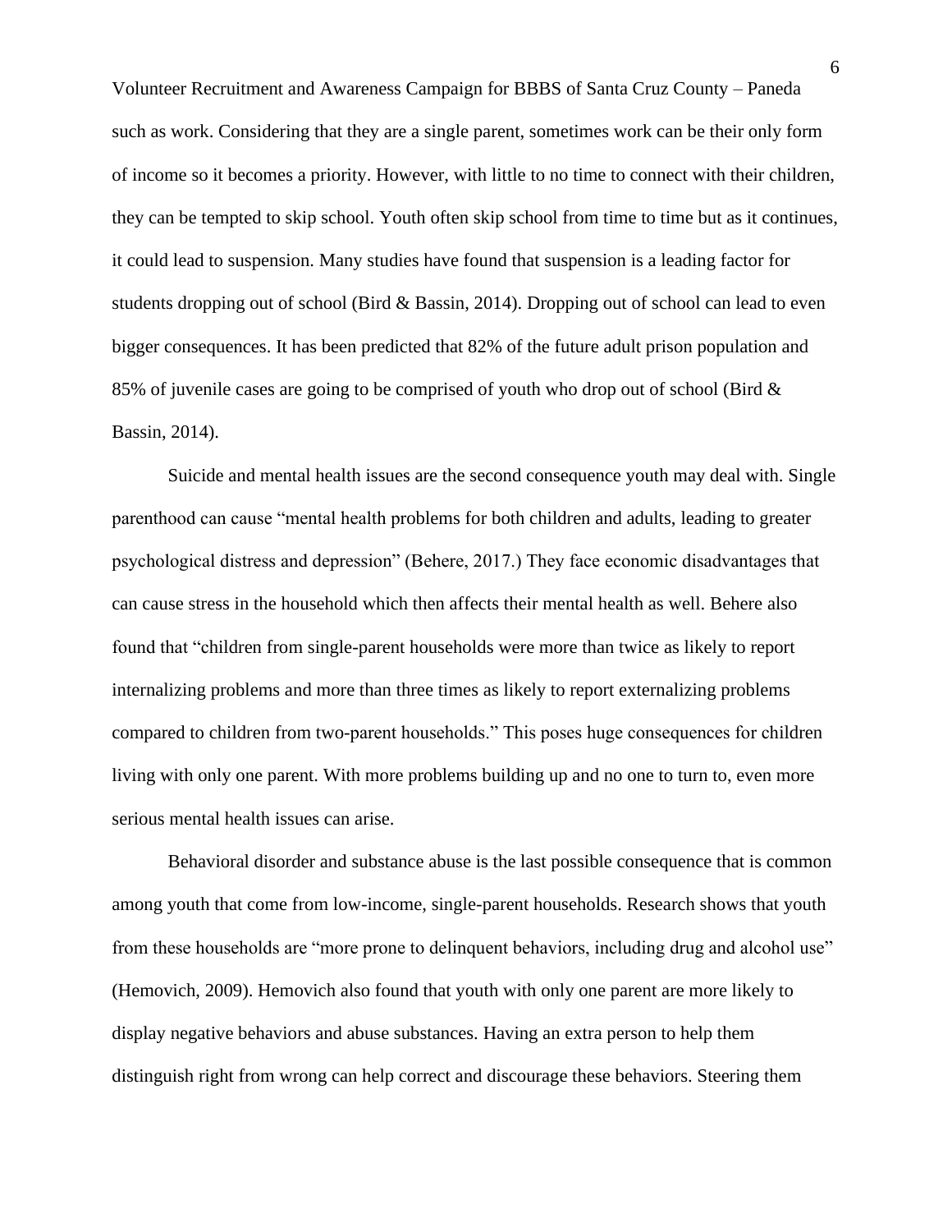such as work. Considering that they are a single parent, sometimes work can be their only form of income so it becomes a priority. However, with little to no time to connect with their children, they can be tempted to skip school. Youth often skip school from time to time but as it continues, it could lead to suspension. Many studies have found that suspension is a leading factor for students dropping out of school (Bird & Bassin, 2014). Dropping out of school can lead to even bigger consequences. It has been predicted that 82% of the future adult prison population and 85% of juvenile cases are going to be comprised of youth who drop out of school (Bird & Bassin, 2014).

Suicide and mental health issues are the second consequence youth may deal with. Single parenthood can cause "mental health problems for both children and adults, leading to greater psychological distress and depression" (Behere, 2017.) They face economic disadvantages that can cause stress in the household which then affects their mental health as well. Behere also found that "children from single-parent households were more than twice as likely to report internalizing problems and more than three times as likely to report externalizing problems compared to children from two-parent households." This poses huge consequences for children living with only one parent. With more problems building up and no one to turn to, even more serious mental health issues can arise.

Behavioral disorder and substance abuse is the last possible consequence that is common among youth that come from low-income, single-parent households. Research shows that youth from these households are "more prone to delinquent behaviors, including drug and alcohol use" (Hemovich, 2009). Hemovich also found that youth with only one parent are more likely to display negative behaviors and abuse substances. Having an extra person to help them distinguish right from wrong can help correct and discourage these behaviors. Steering them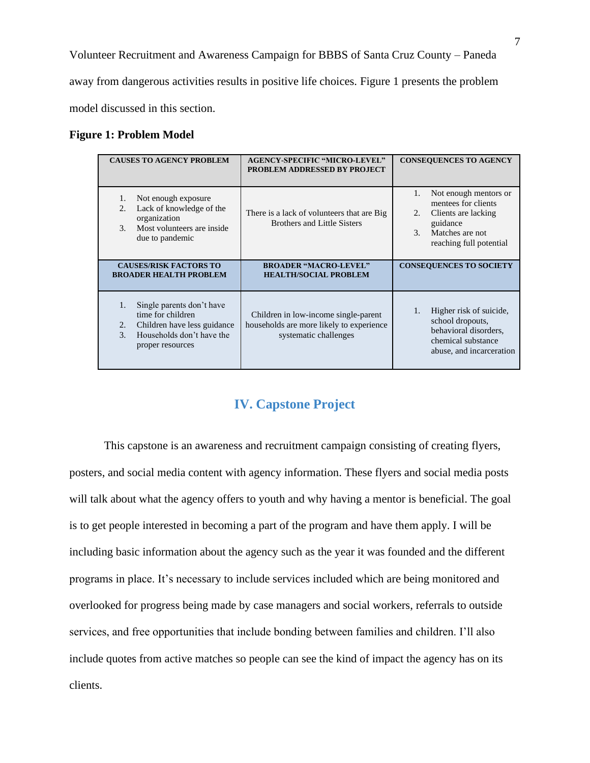away from dangerous activities results in positive life choices. Figure 1 presents the problem model discussed in this section.

**Figure 1: Problem Model**

| CAUSES TO AGENCY PROBLEM | AGENCY-SPECIFIC "MICRO-LEVEL" PROBLEM ADDRESSED BY PROJECT | CONSEQUENCES TO AGENCY |
|---|---|---|
| 1. Not enough exposure<br>2. Lack of knowledge of the organization<br>3. Most volunteers are inside due to pandemic | There is a lack of volunteers that are Big Brothers and Little Sisters | 1. Not enough mentors or mentees for clients<br>2. Clients are lacking guidance<br>3. Matches are not reaching full potential |
| **CAUSES/RISK FACTORS TO BROADER HEALTH PROBLEM** | **BROADER "MACRO-LEVEL" HEALTH/SOCIAL PROBLEM** | **CONSEQUENCES TO SOCIETY** |
| 1. Single parents don't have time for children<br>2. Children have less guidance<br>3. Households don't have the proper resources | Children in low-income single-parent households are more likely to experience systematic challenges | 1. Higher risk of suicide, school dropouts, behavioral disorders, chemical substance abuse, and incarceration |

## IV. Capstone Project

This capstone is an awareness and recruitment campaign consisting of creating flyers, posters, and social media content with agency information. These flyers and social media posts will talk about what the agency offers to youth and why having a mentor is beneficial. The goal is to get people interested in becoming a part of the program and have them apply. I will be including basic information about the agency such as the year it was founded and the different programs in place. It's necessary to include services included which are being monitored and overlooked for progress being made by case managers and social workers, referrals to outside services, and free opportunities that include bonding between families and children. I'll also include quotes from active matches so people can see the kind of impact the agency has on its clients.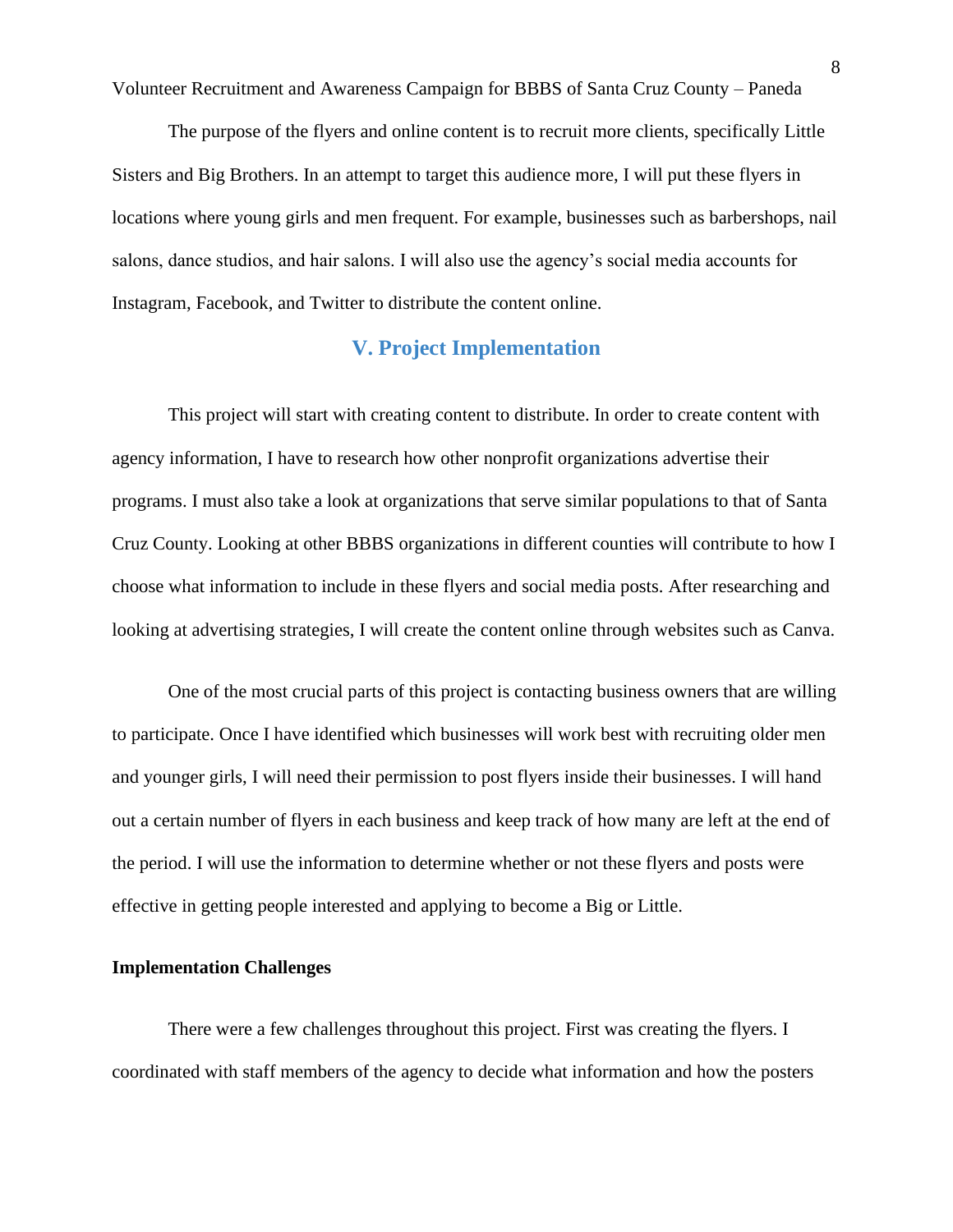The purpose of the flyers and online content is to recruit more clients, specifically Little Sisters and Big Brothers. In an attempt to target this audience more, I will put these flyers in locations where young girls and men frequent. For example, businesses such as barbershops, nail salons, dance studios, and hair salons. I will also use the agency's social media accounts for Instagram, Facebook, and Twitter to distribute the content online.

## V. Project Implementation

This project will start with creating content to distribute. In order to create content with agency information, I have to research how other nonprofit organizations advertise their programs. I must also take a look at organizations that serve similar populations to that of Santa Cruz County. Looking at other BBBS organizations in different counties will contribute to how I choose what information to include in these flyers and social media posts. After researching and looking at advertising strategies, I will create the content online through websites such as Canva.

One of the most crucial parts of this project is contacting business owners that are willing to participate. Once I have identified which businesses will work best with recruiting older men and younger girls, I will need their permission to post flyers inside their businesses. I will hand out a certain number of flyers in each business and keep track of how many are left at the end of the period. I will use the information to determine whether or not these flyers and posts were effective in getting people interested and applying to become a Big or Little.

### Implementation Challenges

There were a few challenges throughout this project. First was creating the flyers. I coordinated with staff members of the agency to decide what information and how the posters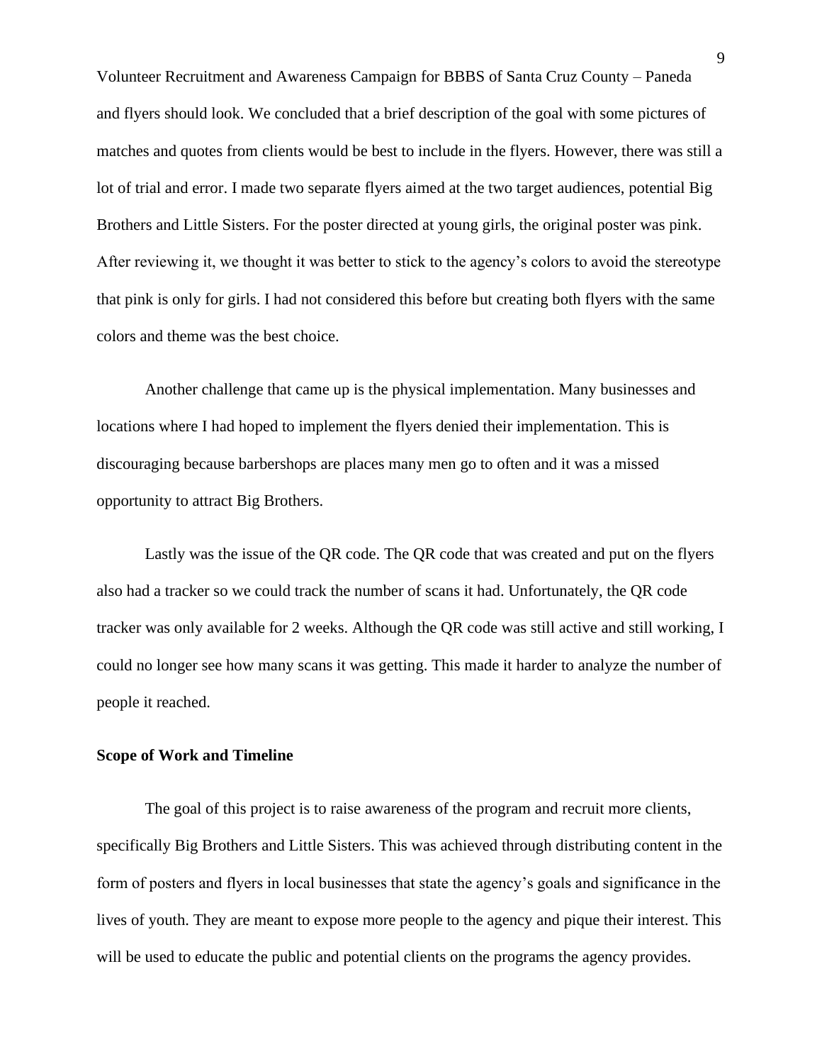and flyers should look. We concluded that a brief description of the goal with some pictures of matches and quotes from clients would be best to include in the flyers. However, there was still a lot of trial and error. I made two separate flyers aimed at the two target audiences, potential Big Brothers and Little Sisters. For the poster directed at young girls, the original poster was pink. After reviewing it, we thought it was better to stick to the agency's colors to avoid the stereotype that pink is only for girls. I had not considered this before but creating both flyers with the same colors and theme was the best choice.

Another challenge that came up is the physical implementation. Many businesses and locations where I had hoped to implement the flyers denied their implementation. This is discouraging because barbershops are places many men go to often and it was a missed opportunity to attract Big Brothers.

Lastly was the issue of the QR code. The QR code that was created and put on the flyers also had a tracker so we could track the number of scans it had. Unfortunately, the QR code tracker was only available for 2 weeks. Although the QR code was still active and still working, I could no longer see how many scans it was getting. This made it harder to analyze the number of people it reached.

**Scope of Work and Timeline**

The goal of this project is to raise awareness of the program and recruit more clients, specifically Big Brothers and Little Sisters. This was achieved through distributing content in the form of posters and flyers in local businesses that state the agency's goals and significance in the lives of youth. They are meant to expose more people to the agency and pique their interest. This will be used to educate the public and potential clients on the programs the agency provides.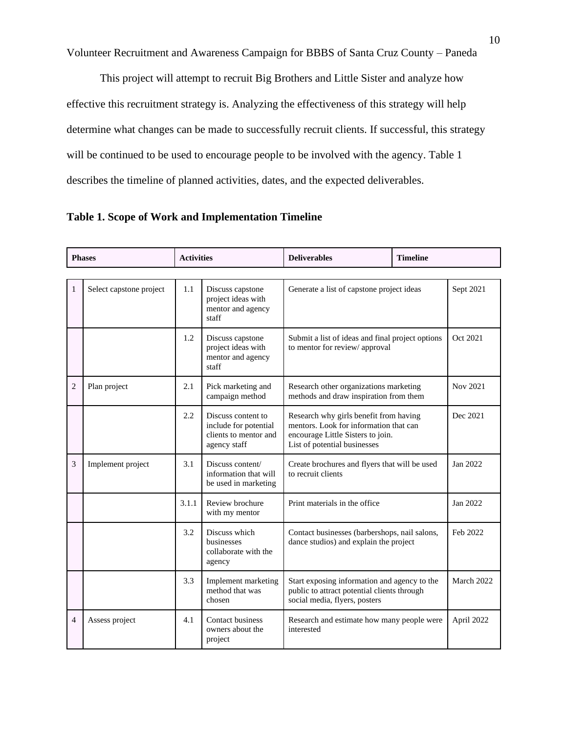This project will attempt to recruit Big Brothers and Little Sister and analyze how effective this recruitment strategy is. Analyzing the effectiveness of this strategy will help determine what changes can be made to successfully recruit clients. If successful, this strategy will be continued to be used to encourage people to be involved with the agency. Table 1 describes the timeline of planned activities, dates, and the expected deliverables.

**Table 1. Scope of Work and Implementation Timeline**

| **Phases** | | **Activities** | | **Deliverables** | **Timeline** |
|---|---|---|---|---|---|
| 1 | Select capstone project | 1.1 | Discuss capstone project ideas with mentor and agency staff | Generate a list of capstone project ideas | Sept 2021 |
| | | 1.2 | Discuss capstone project ideas with mentor and agency staff | Submit a list of ideas and final project options to mentor for review/ approval | Oct 2021 |
| 2 | Plan project | 2.1 | Pick marketing and campaign method | Research other organizations marketing methods and draw inspiration from them | Nov 2021 |
| | | 2.2 | Discuss content to include for potential clients to mentor and agency staff | Research why girls benefit from having mentors. Look for information that can encourage Little Sisters to join. List of potential businesses | Dec 2021 |
| 3 | Implement project | 3.1 | Discuss content/ information that will be used in marketing | Create brochures and flyers that will be used to recruit clients | Jan 2022 |
| | | 3.1.1 | Review brochure with my mentor | Print materials in the office | Jan 2022 |
| | | 3.2 | Discuss which businesses collaborate with the agency | Contact businesses (barbershops, nail salons, dance studios) and explain the project | Feb 2022 |
| | | 3.3 | Implement marketing method that was chosen | Start exposing information and agency to the public to attract potential clients through social media, flyers, posters | March 2022 |
| 4 | Assess project | 4.1 | Contact business owners about the project | Research and estimate how many people were interested | April 2022 |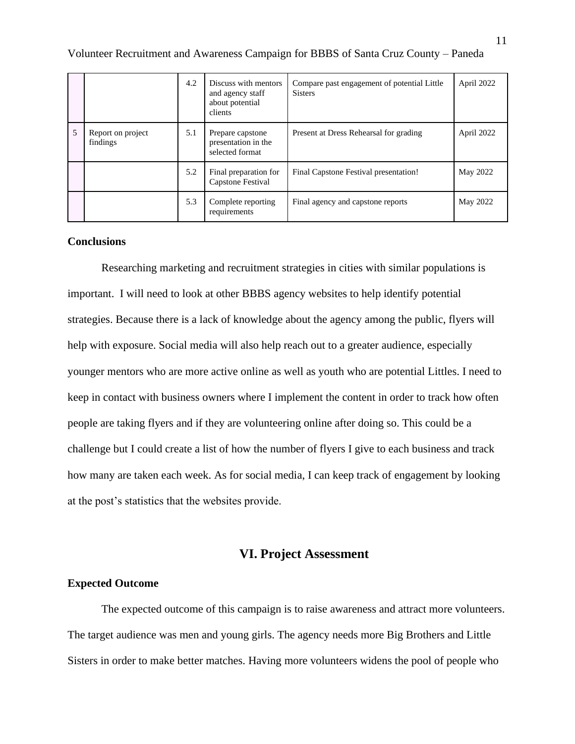| | | | | | |
|---|---|---|---|---|---|
| | | 4.2 | Discuss with mentors and agency staff about potential clients | Compare past engagement of potential Little Sisters | April 2022 |
| 5 | Report on project findings | 5.1 | Prepare capstone presentation in the selected format | Present at Dress Rehearsal for grading | April 2022 |
| | | 5.2 | Final preparation for Capstone Festival | Final Capstone Festival presentation! | May 2022 |
| | | 5.3 | Complete reporting requirements | Final agency and capstone reports | May 2022 |

**Conclusions**

Researching marketing and recruitment strategies in cities with similar populations is important. I will need to look at other BBBS agency websites to help identify potential strategies. Because there is a lack of knowledge about the agency among the public, flyers will help with exposure. Social media will also help reach out to a greater audience, especially younger mentors who are more active online as well as youth who are potential Littles. I need to keep in contact with business owners where I implement the content in order to track how often people are taking flyers and if they are volunteering online after doing so. This could be a challenge but I could create a list of how the number of flyers I give to each business and track how many are taken each week. As for social media, I can keep track of engagement by looking at the post's statistics that the websites provide.

## VI. Project Assessment

**Expected Outcome**

The expected outcome of this campaign is to raise awareness and attract more volunteers. The target audience was men and young girls. The agency needs more Big Brothers and Little Sisters in order to make better matches. Having more volunteers widens the pool of people who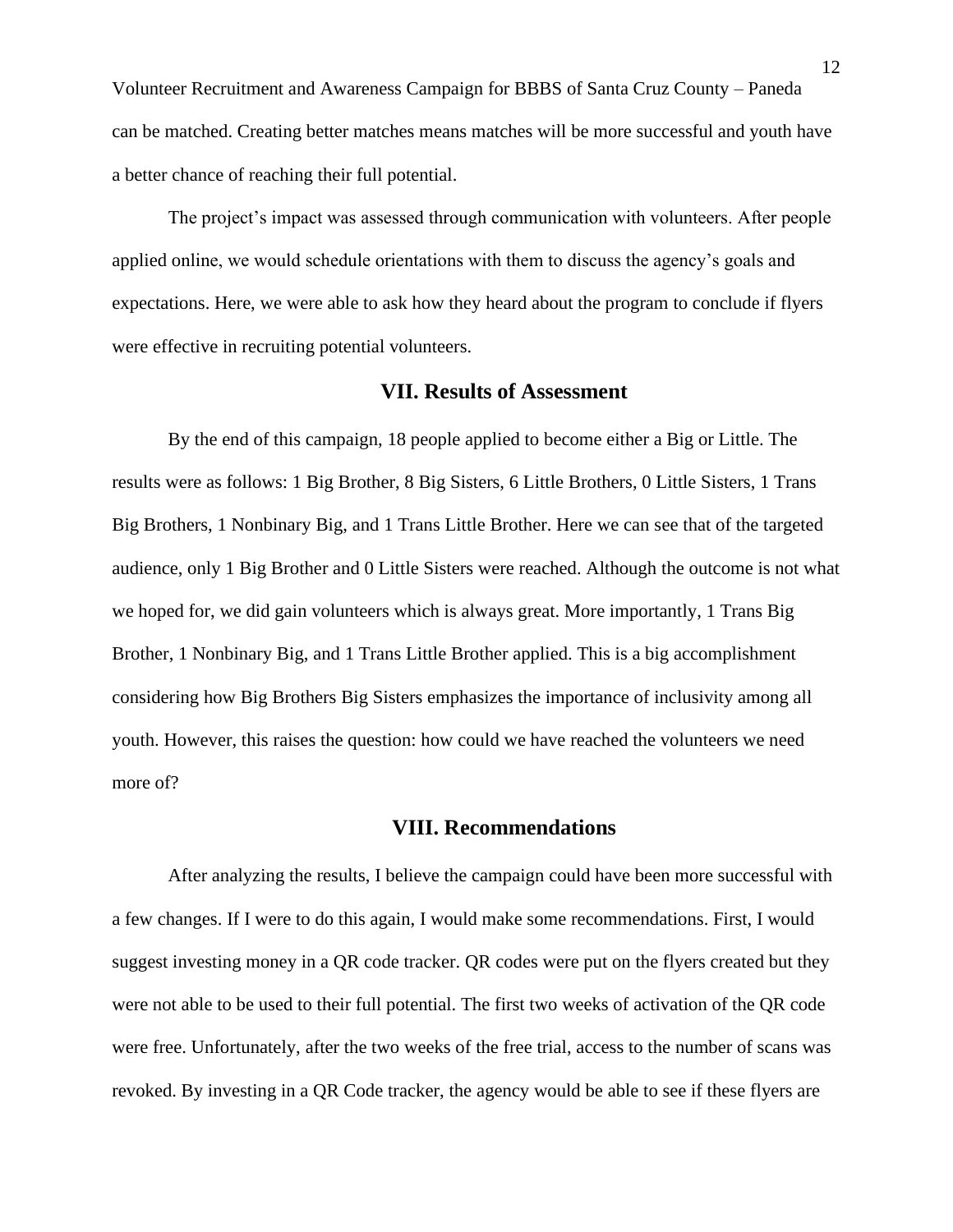can be matched. Creating better matches means matches will be more successful and youth have a better chance of reaching their full potential.

The project's impact was assessed through communication with volunteers. After people applied online, we would schedule orientations with them to discuss the agency's goals and expectations. Here, we were able to ask how they heard about the program to conclude if flyers were effective in recruiting potential volunteers.

## VII. Results of Assessment

By the end of this campaign, 18 people applied to become either a Big or Little. The results were as follows: 1 Big Brother, 8 Big Sisters, 6 Little Brothers, 0 Little Sisters, 1 Trans Big Brothers, 1 Nonbinary Big, and 1 Trans Little Brother. Here we can see that of the targeted audience, only 1 Big Brother and 0 Little Sisters were reached. Although the outcome is not what we hoped for, we did gain volunteers which is always great. More importantly, 1 Trans Big Brother, 1 Nonbinary Big, and 1 Trans Little Brother applied. This is a big accomplishment considering how Big Brothers Big Sisters emphasizes the importance of inclusivity among all youth. However, this raises the question: how could we have reached the volunteers we need more of?

## VIII. Recommendations

After analyzing the results, I believe the campaign could have been more successful with a few changes. If I were to do this again, I would make some recommendations. First, I would suggest investing money in a QR code tracker. QR codes were put on the flyers created but they were not able to be used to their full potential. The first two weeks of activation of the QR code were free. Unfortunately, after the two weeks of the free trial, access to the number of scans was revoked. By investing in a QR Code tracker, the agency would be able to see if these flyers are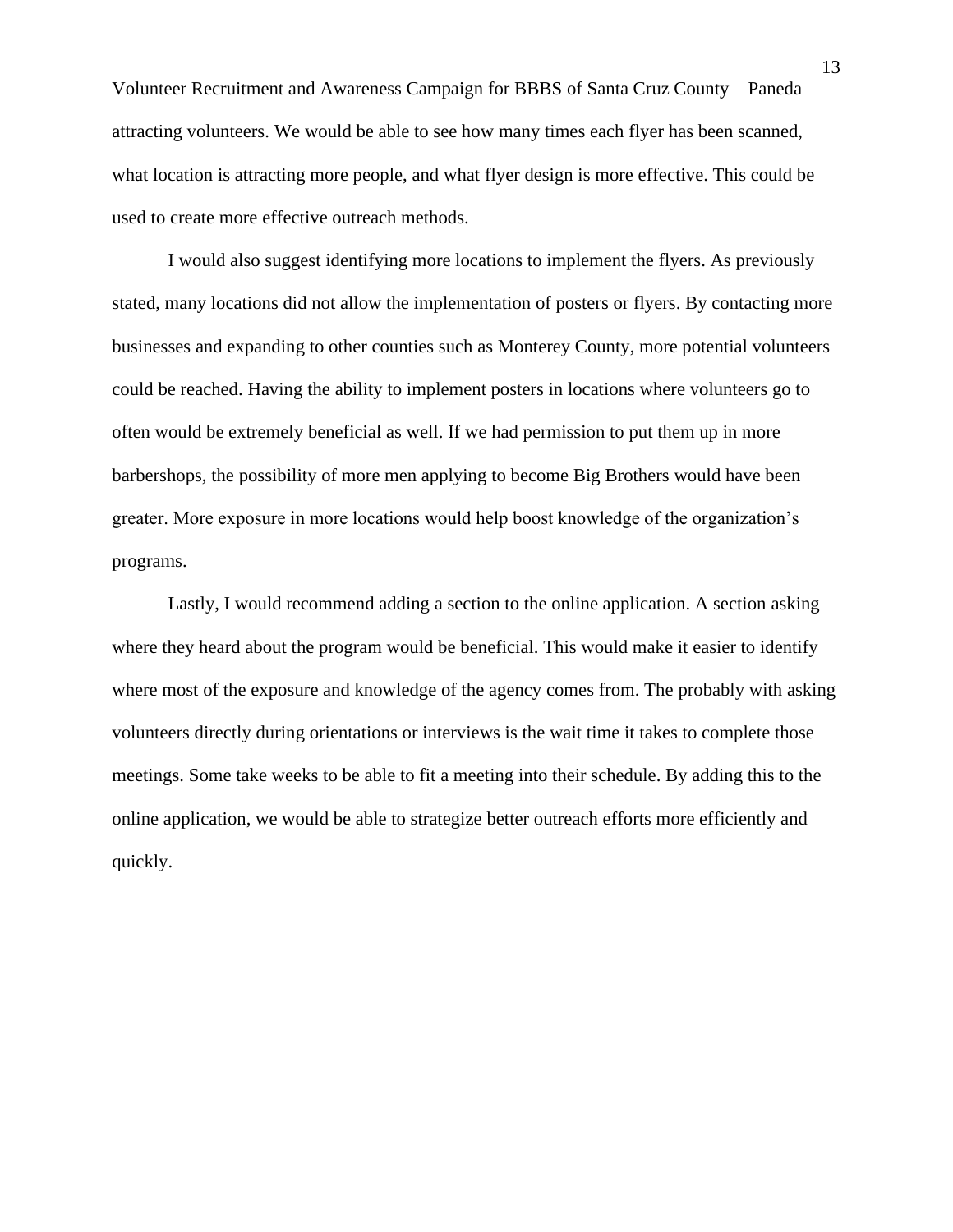attracting volunteers. We would be able to see how many times each flyer has been scanned, what location is attracting more people, and what flyer design is more effective. This could be used to create more effective outreach methods.

I would also suggest identifying more locations to implement the flyers. As previously stated, many locations did not allow the implementation of posters or flyers. By contacting more businesses and expanding to other counties such as Monterey County, more potential volunteers could be reached. Having the ability to implement posters in locations where volunteers go to often would be extremely beneficial as well. If we had permission to put them up in more barbershops, the possibility of more men applying to become Big Brothers would have been greater. More exposure in more locations would help boost knowledge of the organization's programs.

Lastly, I would recommend adding a section to the online application. A section asking where they heard about the program would be beneficial. This would make it easier to identify where most of the exposure and knowledge of the agency comes from. The probably with asking volunteers directly during orientations or interviews is the wait time it takes to complete those meetings. Some take weeks to be able to fit a meeting into their schedule. By adding this to the online application, we would be able to strategize better outreach efforts more efficiently and quickly.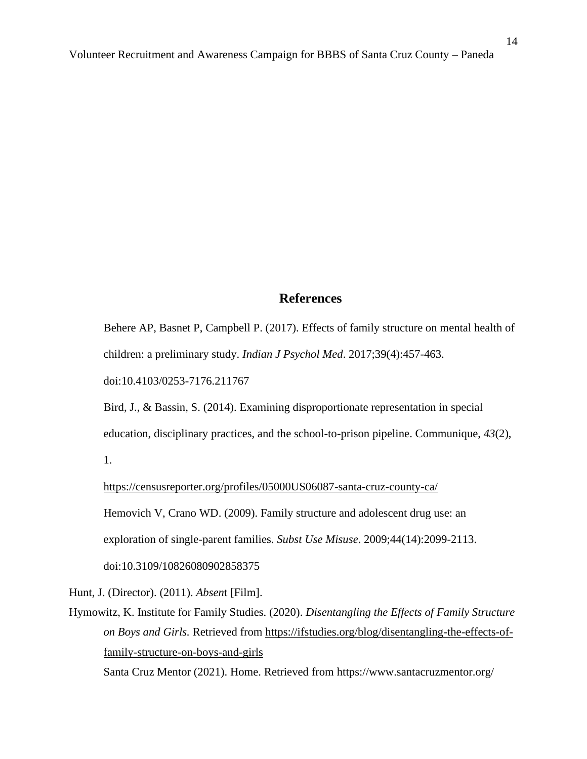## References

Behere AP, Basnet P, Campbell P. (2017). Effects of family structure on mental health of children: a preliminary study. *Indian J Psychol Med*. 2017;39(4):457-463. doi:10.4103/0253-7176.211767

Bird, J., & Bassin, S. (2014). Examining disproportionate representation in special education, disciplinary practices, and the school-to-prison pipeline. Communique, *43*(2), 1.

https://censusreporter.org/profiles/05000US06087-santa-cruz-county-ca/

Hemovich V, Crano WD. (2009). Family structure and adolescent drug use: an exploration of single-parent families. *Subst Use Misuse*. 2009;44(14):2099-2113. doi:10.3109/10826080902858375

Hunt, J. (Director). (2011). *Absent* [Film].

Hymowitz, K. Institute for Family Studies. (2020). *Disentangling the Effects of Family Structure on Boys and Girls.* Retrieved from https://ifstudies.org/blog/disentangling-the-effects-of-family-structure-on-boys-and-girls

Santa Cruz Mentor (2021). Home. Retrieved from https://www.santacruzmentor.org/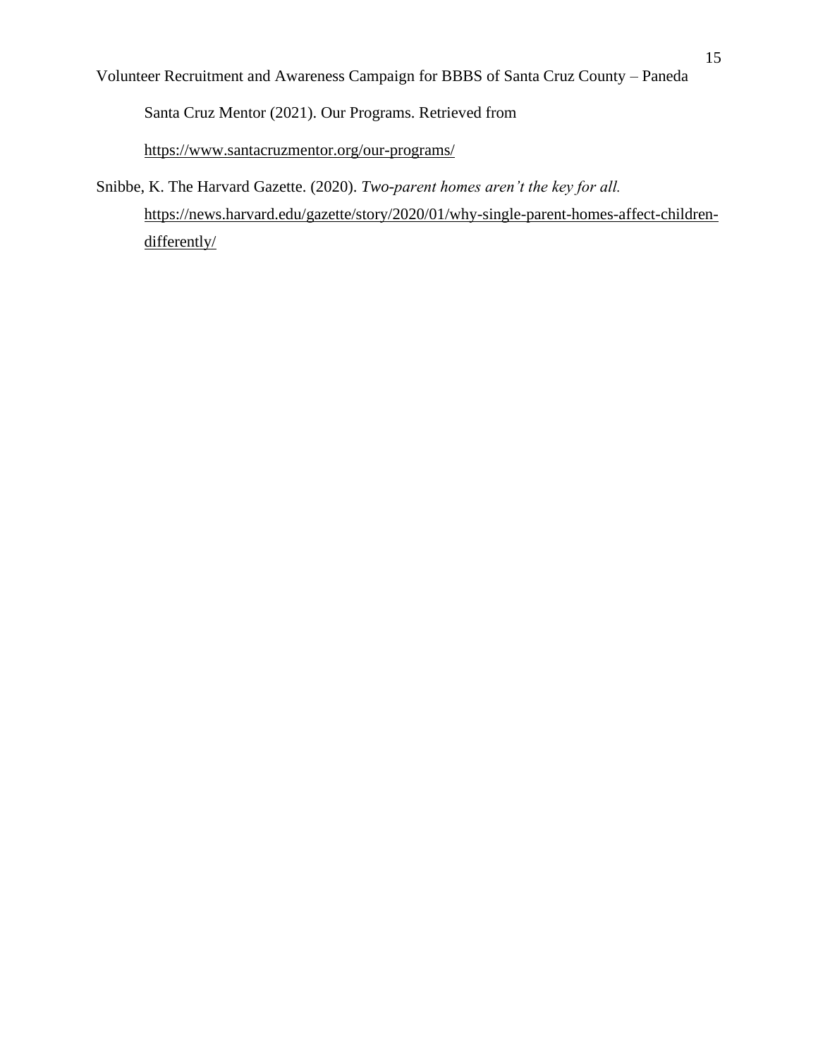Santa Cruz Mentor (2021). Our Programs. Retrieved from

https://www.santacruzmentor.org/our-programs/

Snibbe, K. The Harvard Gazette. (2020). *Two-parent homes aren't the key for all.* https://news.harvard.edu/gazette/story/2020/01/why-single-parent-homes-affect-children-differently/